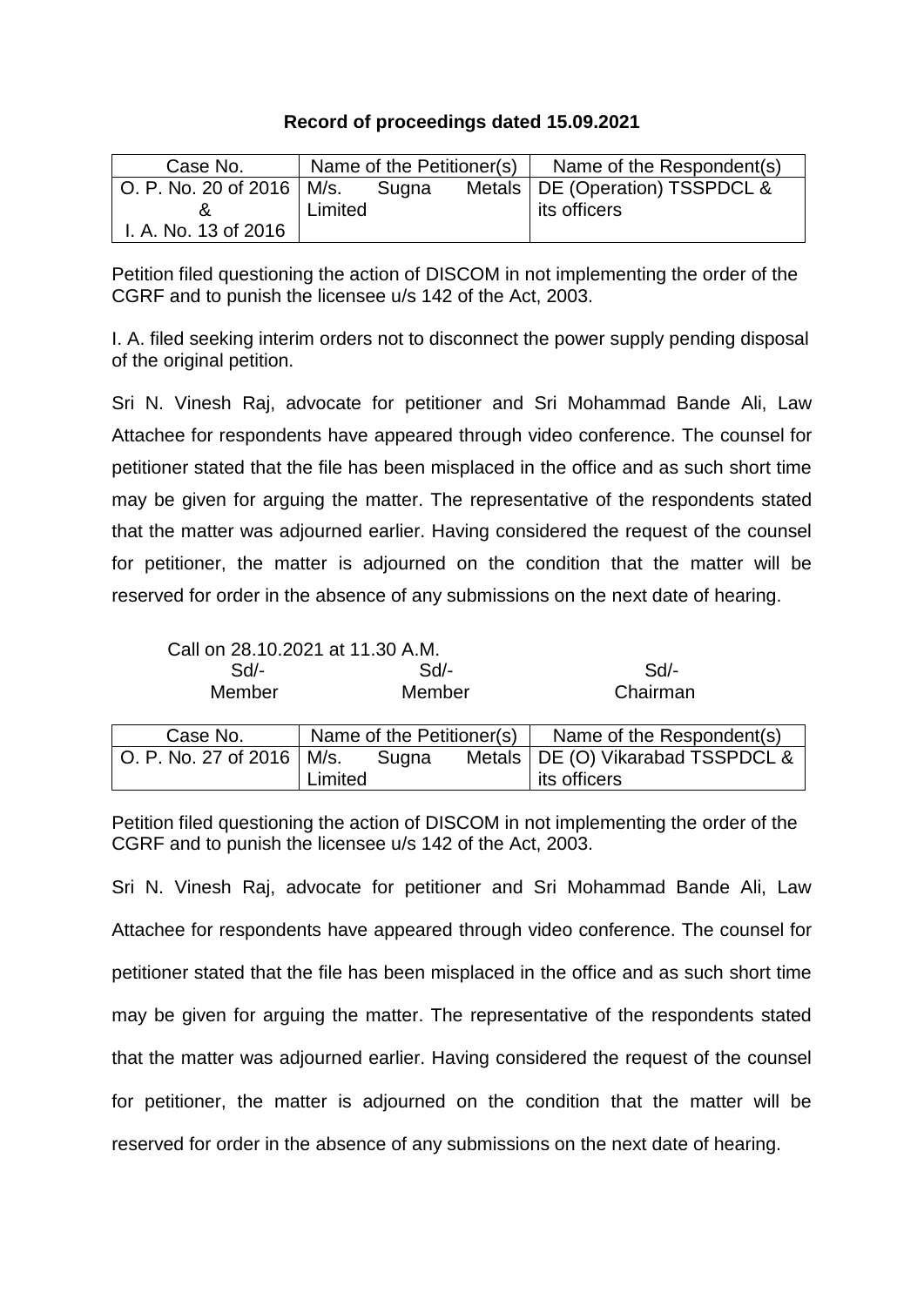**Record of proceedings dated 15.09.2021**

| Case No. | Name of the Petitioner(s) | Name of the Respondent(s) |
|---|---|---|
| O. P. No. 20 of 2016 & I. A. No. 13 of 2016 | M/s. Sugna Metals Limited | DE (Operation) TSSPDCL & its officers |

Petition filed questioning the action of DISCOM in not implementing the order of the CGRF and to punish the licensee u/s 142 of the Act, 2003.

I. A. filed seeking interim orders not to disconnect the power supply pending disposal of the original petition.

Sri N. Vinesh Raj, advocate for petitioner and Sri Mohammad Bande Ali, Law Attachee for respondents have appeared through video conference. The counsel for petitioner stated that the file has been misplaced in the office and as such short time may be given for arguing the matter. The representative of the respondents stated that the matter was adjourned earlier. Having considered the request of the counsel for petitioner, the matter is adjourned on the condition that the matter will be reserved for order in the absence of any submissions on the next date of hearing.

Call on 28.10.2021 at 11.30 A.M.

| Sd/- | Sd/- | Sd/- |
|---|---|---|
| Member | Member | Chairman |

| Case No. | Name of the Petitioner(s) | Name of the Respondent(s) |
|---|---|---|
| O. P. No. 27 of 2016 | M/s. Sugna Metals Limited | DE (O) Vikarabad TSSPDCL & its officers |

Petition filed questioning the action of DISCOM in not implementing the order of the CGRF and to punish the licensee u/s 142 of the Act, 2003.

Sri N. Vinesh Raj, advocate for petitioner and Sri Mohammad Bande Ali, Law Attachee for respondents have appeared through video conference. The counsel for petitioner stated that the file has been misplaced in the office and as such short time may be given for arguing the matter. The representative of the respondents stated that the matter was adjourned earlier. Having considered the request of the counsel for petitioner, the matter is adjourned on the condition that the matter will be reserved for order in the absence of any submissions on the next date of hearing.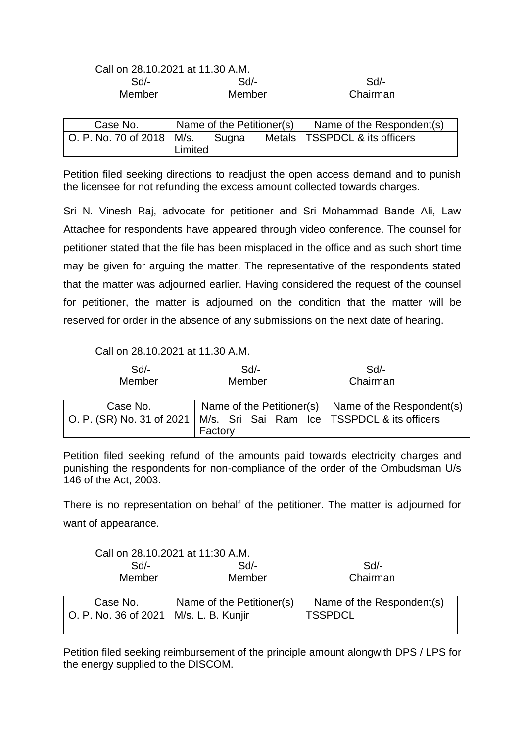Call on 28.10.2021 at 11.30 A.M.

| Sd/- | Sd/- | Sd/- |
|---|---|---|
| Member | Member | Chairman |

| Case No. | Name of the Petitioner(s) | Name of the Respondent(s) |
|---|---|---|
| O. P. No. 70 of 2018 | M/s. Sugna Metals Limited | TSSPDCL & its officers |

Petition filed seeking directions to readjust the open access demand and to punish the licensee for not refunding the excess amount collected towards charges.

Sri N. Vinesh Raj, advocate for petitioner and Sri Mohammad Bande Ali, Law Attachee for respondents have appeared through video conference. The counsel for petitioner stated that the file has been misplaced in the office and as such short time may be given for arguing the matter. The representative of the respondents stated that the matter was adjourned earlier. Having considered the request of the counsel for petitioner, the matter is adjourned on the condition that the matter will be reserved for order in the absence of any submissions on the next date of hearing.

Call on 28.10.2021 at 11.30 A.M.

| Sd/- | Sd/- | Sd/- |
|---|---|---|
| Member | Member | Chairman |

| Case No. | Name of the Petitioner(s) | Name of the Respondent(s) |
|---|---|---|
| O. P. (SR) No. 31 of 2021 | M/s. Sri Sai Ram Ice Factory | TSSPDCL & its officers |

Petition filed seeking refund of the amounts paid towards electricity charges and punishing the respondents for non-compliance of the order of the Ombudsman U/s 146 of the Act, 2003.

There is no representation on behalf of the petitioner. The matter is adjourned for want of appearance.

Call on 28.10.2021 at 11:30 A.M.

| Sd/- | Sd/- | Sd/- |
|---|---|---|
| Member | Member | Chairman |

| Case No. | Name of the Petitioner(s) | Name of the Respondent(s) |
|---|---|---|
| O. P. No. 36 of 2021 | M/s. L. B. Kunjir | TSSPDCL |

Petition filed seeking reimbursement of the principle amount alongwith DPS / LPS for the energy supplied to the DISCOM.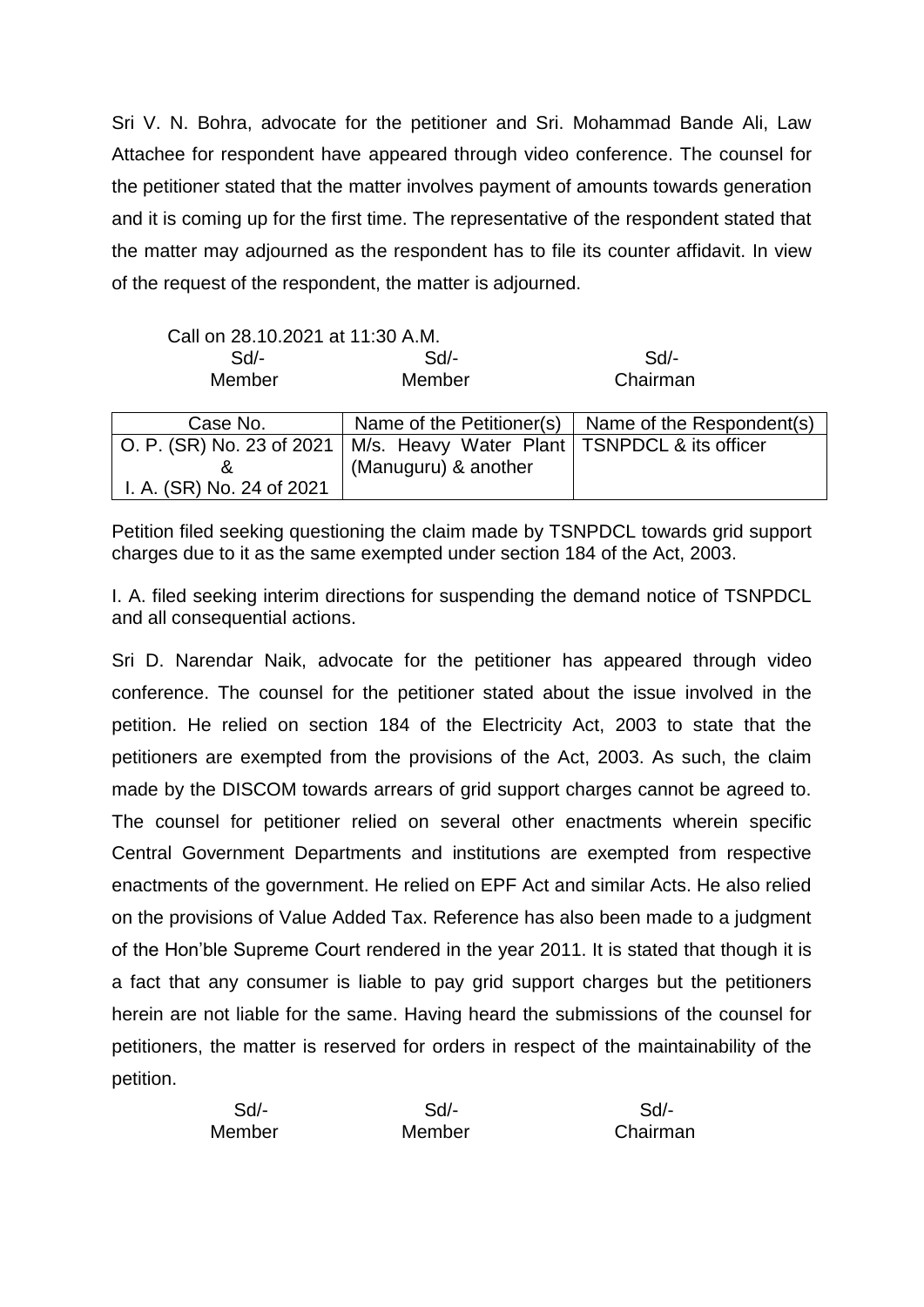Sri V. N. Bohra, advocate for the petitioner and Sri. Mohammad Bande Ali, Law Attachee for respondent have appeared through video conference. The counsel for the petitioner stated that the matter involves payment of amounts towards generation and it is coming up for the first time. The representative of the respondent stated that the matter may adjourned as the respondent has to file its counter affidavit. In view of the request of the respondent, the matter is adjourned.

Call on 28.10.2021 at 11:30 A.M.

| Sd/- | Sd/- | Sd/- |
|---|---|---|
| Member | Member | Chairman |

| Case No. | Name of the Petitioner(s) | Name of the Respondent(s) |
|---|---|---|
| O. P. (SR) No. 23 of 2021 & I. A. (SR) No. 24 of 2021 | M/s. Heavy Water Plant (Manuguru) & another | TSNPDCL & its officer |

Petition filed seeking questioning the claim made by TSNPDCL towards grid support charges due to it as the same exempted under section 184 of the Act, 2003.

I. A. filed seeking interim directions for suspending the demand notice of TSNPDCL and all consequential actions.

Sri D. Narendar Naik, advocate for the petitioner has appeared through video conference. The counsel for the petitioner stated about the issue involved in the petition. He relied on section 184 of the Electricity Act, 2003 to state that the petitioners are exempted from the provisions of the Act, 2003. As such, the claim made by the DISCOM towards arrears of grid support charges cannot be agreed to. The counsel for petitioner relied on several other enactments wherein specific Central Government Departments and institutions are exempted from respective enactments of the government. He relied on EPF Act and similar Acts. He also relied on the provisions of Value Added Tax. Reference has also been made to a judgment of the Hon'ble Supreme Court rendered in the year 2011. It is stated that though it is a fact that any consumer is liable to pay grid support charges but the petitioners herein are not liable for the same. Having heard the submissions of the counsel for petitioners, the matter is reserved for orders in respect of the maintainability of the petition.

| Sd/- | Sd/- | Sd/- |
|---|---|---|
| Member | Member | Chairman |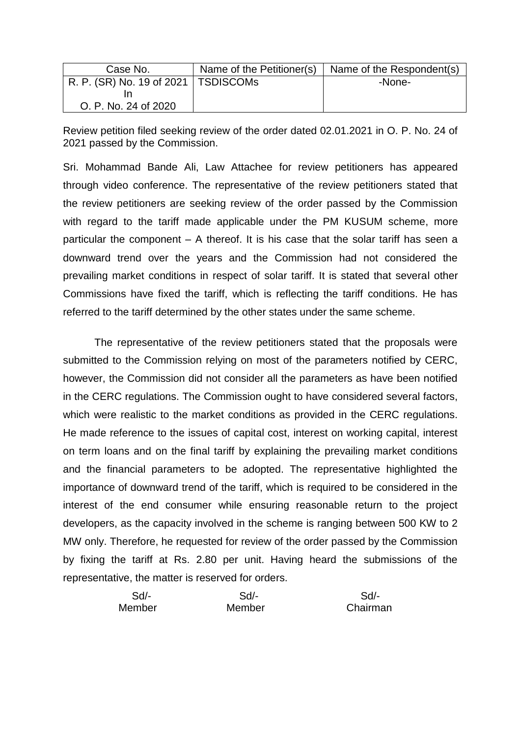| Case No. | Name of the Petitioner(s) | Name of the Respondent(s) |
|---|---|---|
| R. P. (SR) No. 19 of 2021 In O. P. No. 24 of 2020 | TSDISCOMs | -None- |

Review petition filed seeking review of the order dated 02.01.2021 in O. P. No. 24 of 2021 passed by the Commission.

Sri. Mohammad Bande Ali, Law Attachee for review petitioners has appeared through video conference. The representative of the review petitioners stated that the review petitioners are seeking review of the order passed by the Commission with regard to the tariff made applicable under the PM KUSUM scheme, more particular the component – A thereof. It is his case that the solar tariff has seen a downward trend over the years and the Commission had not considered the prevailing market conditions in respect of solar tariff. It is stated that several other Commissions have fixed the tariff, which is reflecting the tariff conditions. He has referred to the tariff determined by the other states under the same scheme.

The representative of the review petitioners stated that the proposals were submitted to the Commission relying on most of the parameters notified by CERC, however, the Commission did not consider all the parameters as have been notified in the CERC regulations. The Commission ought to have considered several factors, which were realistic to the market conditions as provided in the CERC regulations. He made reference to the issues of capital cost, interest on working capital, interest on term loans and on the final tariff by explaining the prevailing market conditions and the financial parameters to be adopted. The representative highlighted the importance of downward trend of the tariff, which is required to be considered in the interest of the end consumer while ensuring reasonable return to the project developers, as the capacity involved in the scheme is ranging between 500 KW to 2 MW only. Therefore, he requested for review of the order passed by the Commission by fixing the tariff at Rs. 2.80 per unit. Having heard the submissions of the representative, the matter is reserved for orders.

| Sd/- | Sd/- | Sd/- |
|---|---|---|
| Member | Member | Chairman |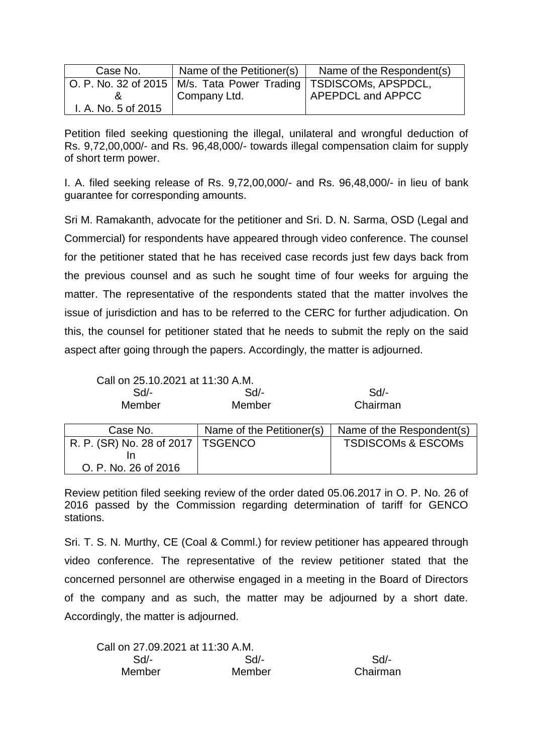| Case No. | Name of the Petitioner(s) | Name of the Respondent(s) |
|---|---|---|
| O. P. No. 32 of 2015 & I. A. No. 5 of 2015 | M/s. Tata Power Trading Company Ltd. | TSDISCOMs, APSPDCL, APEPDCL and APPCC |

Petition filed seeking questioning the illegal, unilateral and wrongful deduction of Rs. 9,72,00,000/- and Rs. 96,48,000/- towards illegal compensation claim for supply of short term power.

I. A. filed seeking release of Rs. 9,72,00,000/- and Rs. 96,48,000/- in lieu of bank guarantee for corresponding amounts.

Sri M. Ramakanth, advocate for the petitioner and Sri. D. N. Sarma, OSD (Legal and Commercial) for respondents have appeared through video conference. The counsel for the petitioner stated that he has received case records just few days back from the previous counsel and as such he sought time of four weeks for arguing the matter. The representative of the respondents stated that the matter involves the issue of jurisdiction and has to be referred to the CERC for further adjudication. On this, the counsel for petitioner stated that he needs to submit the reply on the said aspect after going through the papers. Accordingly, the matter is adjourned.

Call on 25.10.2021 at 11:30 A.M.

| Sd/- | Sd/- | Sd/- |
|---|---|---|
| Member | Member | Chairman |

| Case No. | Name of the Petitioner(s) | Name of the Respondent(s) |
|---|---|---|
| R. P. (SR) No. 28 of 2017 In O. P. No. 26 of 2016 | TSGENCO | TSDISCOMs & ESCOMs |

Review petition filed seeking review of the order dated 05.06.2017 in O. P. No. 26 of 2016 passed by the Commission regarding determination of tariff for GENCO stations.

Sri. T. S. N. Murthy, CE (Coal & Comml.) for review petitioner has appeared through video conference. The representative of the review petitioner stated that the concerned personnel are otherwise engaged in a meeting in the Board of Directors of the company and as such, the matter may be adjourned by a short date. Accordingly, the matter is adjourned.

Call on 27.09.2021 at 11:30 A.M.

| Sd/- | Sd/- | Sd/- |
|---|---|---|
| Member | Member | Chairman |